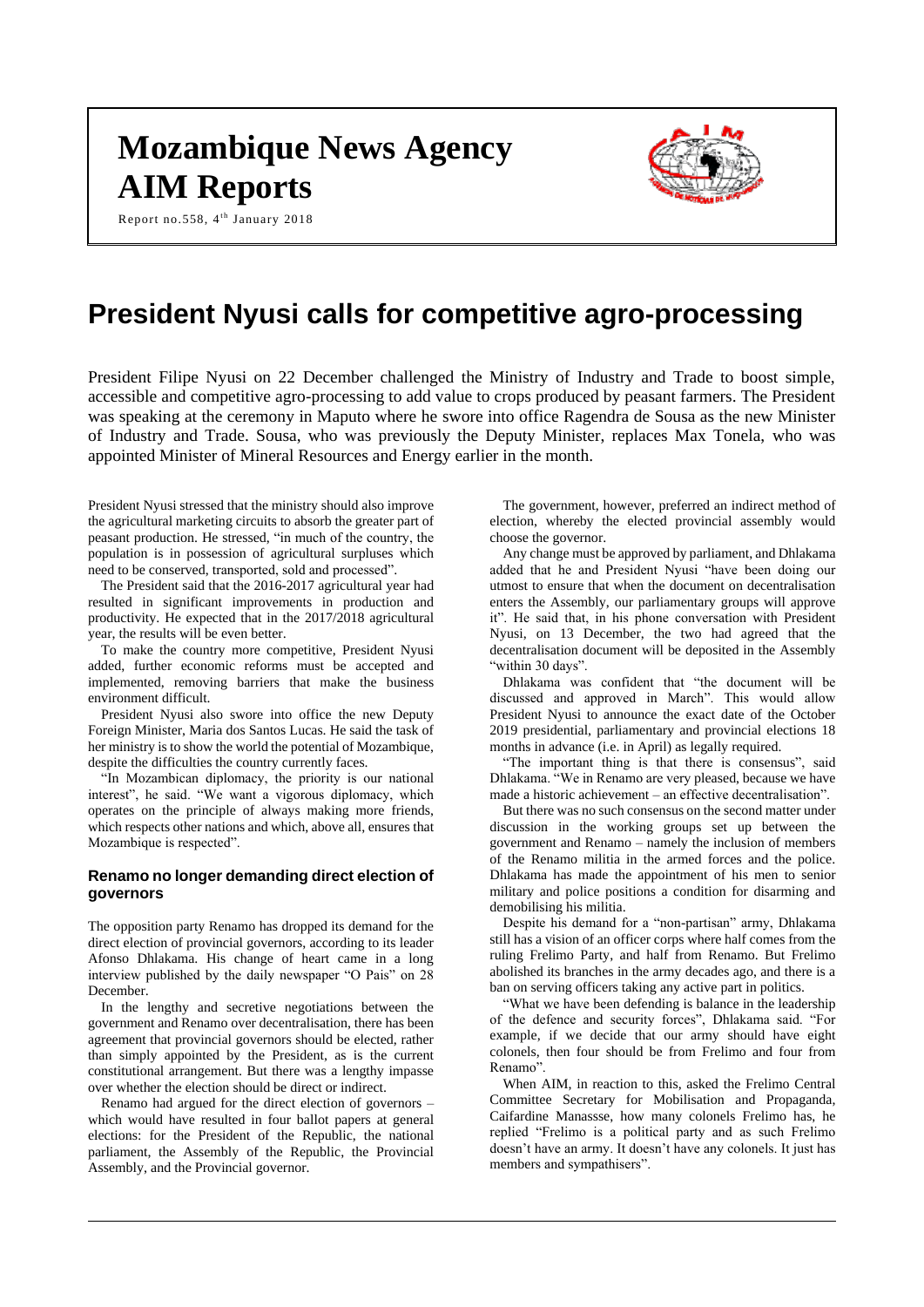# Mozambique News Agency AIM Reports

Report no.558, 4th January 2018

# President Nyusi calls for competitive agro-processing

President Filipe Nyusi on 22 December challenged the Ministry of Industry and Trade to boost simple, accessible and competitive agro-processing to add value to crops produced by peasant farmers. The President was speaking at the ceremony in Maputo where he swore into office Ragendra de Sousa as the new Minister of Industry and Trade. Sousa, who was previously the Deputy Minister, replaces Max Tonela, who was appointed Minister of Mineral Resources and Energy earlier in the month.

President Nyusi stressed that the ministry should also improve the agricultural marketing circuits to absorb the greater part of peasant production. He stressed, "in much of the country, the population is in possession of agricultural surpluses which need to be conserved, transported, sold and processed".

The President said that the 2016-2017 agricultural year had resulted in significant improvements in production and productivity. He expected that in the 2017/2018 agricultural year, the results will be even better.

To make the country more competitive, President Nyusi added, further economic reforms must be accepted and implemented, removing barriers that make the business environment difficult.

President Nyusi also swore into office the new Deputy Foreign Minister, Maria dos Santos Lucas. He said the task of her ministry is to show the world the potential of Mozambique, despite the difficulties the country currently faces.

"In Mozambican diplomacy, the priority is our national interest", he said. "We want a vigorous diplomacy, which operates on the principle of always making more friends, which respects other nations and which, above all, ensures that Mozambique is respected".

## Renamo no longer demanding direct election of governors

The opposition party Renamo has dropped its demand for the direct election of provincial governors, according to its leader Afonso Dhlakama. His change of heart came in a long interview published by the daily newspaper "O Pais" on 28 December.

In the lengthy and secretive negotiations between the government and Renamo over decentralisation, there has been agreement that provincial governors should be elected, rather than simply appointed by the President, as is the current constitutional arrangement. But there was a lengthy impasse over whether the election should be direct or indirect.

Renamo had argued for the direct election of governors – which would have resulted in four ballot papers at general elections: for the President of the Republic, the national parliament, the Assembly of the Republic, the Provincial Assembly, and the Provincial governor.

The government, however, preferred an indirect method of election, whereby the elected provincial assembly would choose the governor.

Any change must be approved by parliament, and Dhlakama added that he and President Nyusi "have been doing our utmost to ensure that when the document on decentralisation enters the Assembly, our parliamentary groups will approve it". He said that, in his phone conversation with President Nyusi, on 13 December, the two had agreed that the decentralisation document will be deposited in the Assembly "within 30 days".

Dhlakama was confident that "the document will be discussed and approved in March". This would allow President Nyusi to announce the exact date of the October 2019 presidential, parliamentary and provincial elections 18 months in advance (i.e. in April) as legally required.

"The important thing is that there is consensus", said Dhlakama. "We in Renamo are very pleased, because we have made a historic achievement – an effective decentralisation".

But there was no such consensus on the second matter under discussion in the working groups set up between the government and Renamo – namely the inclusion of members of the Renamo militia in the armed forces and the police. Dhlakama has made the appointment of his men to senior military and police positions a condition for disarming and demobilising his militia.

Despite his demand for a "non-partisan" army, Dhlakama still has a vision of an officer corps where half comes from the ruling Frelimo Party, and half from Renamo. But Frelimo abolished its branches in the army decades ago, and there is a ban on serving officers taking any active part in politics.

"What we have been defending is balance in the leadership of the defence and security forces", Dhlakama said. "For example, if we decide that our army should have eight colonels, then four should be from Frelimo and four from Renamo".

When AIM, in reaction to this, asked the Frelimo Central Committee Secretary for Mobilisation and Propaganda, Caifardine Manassse, how many colonels Frelimo has, he replied "Frelimo is a political party and as such Frelimo doesn't have an army. It doesn't have any colonels. It just has members and sympathisers".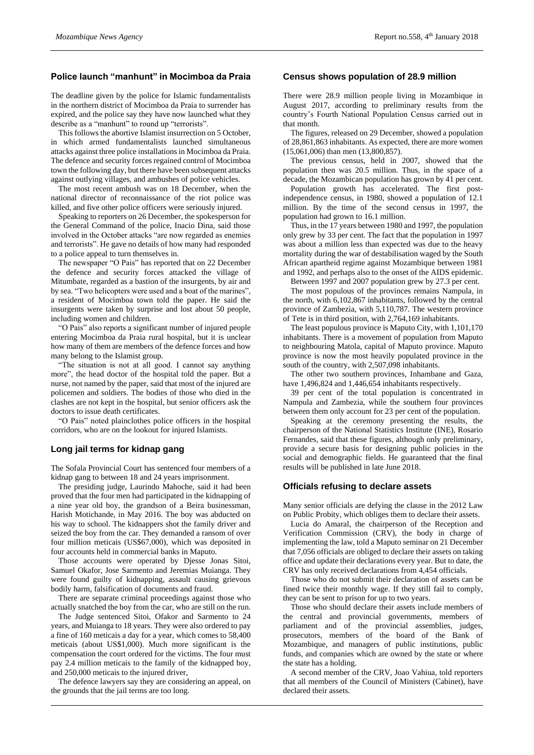## Police launch "manhunt" in Mocimboa da Praia

The deadline given by the police for Islamic fundamentalists in the northern district of Mocimboa da Praia to surrender has expired, and the police say they have now launched what they describe as a "manhunt" to round up "terrorists".

This follows the abortive Islamist insurrection on 5 October, in which armed fundamentalists launched simultaneous attacks against three police installations in Mocimboa da Praia. The defence and security forces regained control of Mocimboa town the following day, but there have been subsequent attacks against outlying villages, and ambushes of police vehicles.

The most recent ambush was on 18 December, when the national director of reconnaissance of the riot police was killed, and five other police officers were seriously injured.

Speaking to reporters on 26 December, the spokesperson for the General Command of the police, Inacio Dina, said those involved in the October attacks "are now regarded as enemies and terrorists". He gave no details of how many had responded to a police appeal to turn themselves in.

The newspaper "O Pais" has reported that on 22 December the defence and security forces attacked the village of Mitumbate, regarded as a bastion of the insurgents, by air and by sea. "Two helicopters were used and a boat of the marines", a resident of Mocimboa town told the paper. He said the insurgents were taken by surprise and lost about 50 people, including women and children.

"O Pais" also reports a significant number of injured people entering Mocimboa da Praia rural hospital, but it is unclear how many of them are members of the defence forces and how many belong to the Islamist group.

"The situation is not at all good. I cannot say anything more", the head doctor of the hospital told the paper. But a nurse, not named by the paper, said that most of the injured are policemen and soldiers. The bodies of those who died in the clashes are not kept in the hospital, but senior officers ask the doctors to issue death certificates.

"O Pais" noted plainclothes police officers in the hospital corridors, who are on the lookout for injured Islamists.

## Long jail terms for kidnap gang

The Sofala Provincial Court has sentenced four members of a kidnap gang to between 18 and 24 years imprisonment.

The presiding judge, Laurindo Mahoche, said it had been proved that the four men had participated in the kidnapping of a nine year old boy, the grandson of a Beira businessman, Harish Motichande, in May 2016. The boy was abducted on his way to school. The kidnappers shot the family driver and seized the boy from the car. They demanded a ransom of over four million meticais (US$67,000), which was deposited in four accounts held in commercial banks in Maputo.

Those accounts were operated by Djesse Jonas Sitoi, Samuel Okafor, Jose Sarmento and Jeremias Muianga. They were found guilty of kidnapping, assault causing grievous bodily harm, falsification of documents and fraud.

There are separate criminal proceedings against those who actually snatched the boy from the car, who are still on the run.

The Judge sentenced Sitoi, Ofakor and Sarmento to 24 years, and Muianga to 18 years. They were also ordered to pay a fine of 160 meticais a day for a year, which comes to 58,400 meticais (about US$1,000). Much more significant is the compensation the court ordered for the victims. The four must pay 2.4 million meticais to the family of the kidnapped boy, and 250,000 meticais to the injured driver,

The defence lawyers say they are considering an appeal, on the grounds that the jail terms are too long.

## Census shows population of 28.9 million

There were 28.9 million people living in Mozambique in August 2017, according to preliminary results from the country's Fourth National Population Census carried out in that month.

The figures, released on 29 December, showed a population of 28,861,863 inhabitants. As expected, there are more women (15,061,006) than men (13,800,857).

The previous census, held in 2007, showed that the population then was 20.5 million. Thus, in the space of a decade, the Mozambican population has grown by 41 per cent.

Population growth has accelerated. The first post-independence census, in 1980, showed a population of 12.1 million. By the time of the second census in 1997, the population had grown to 16.1 million.

Thus, in the 17 years between 1980 and 1997, the population only grew by 33 per cent. The fact that the population in 1997 was about a million less than expected was due to the heavy mortality during the war of destabilisation waged by the South African apartheid regime against Mozambique between 1981 and 1992, and perhaps also to the onset of the AIDS epidemic.

Between 1997 and 2007 population grew by 27.3 per cent.

The most populous of the provinces remains Nampula, in the north, with 6,102,867 inhabitants, followed by the central province of Zambezia, with 5,110,787. The western province of Tete is in third position, with 2,764,169 inhabitants.

The least populous province is Maputo City, with 1,101,170 inhabitants. There is a movement of population from Maputo to neighbouring Matola, capital of Maputo province. Maputo province is now the most heavily populated province in the south of the country, with 2,507,098 inhabitants.

The other two southern provinces, Inhambane and Gaza, have 1,496,824 and 1,446,654 inhabitants respectively.

39 per cent of the total population is concentrated in Nampula and Zambezia, while the southern four provinces between them only account for 23 per cent of the population.

Speaking at the ceremony presenting the results, the chairperson of the National Statistics Institute (INE), Rosario Fernandes, said that these figures, although only preliminary, provide a secure basis for designing public policies in the social and demographic fields. He guaranteed that the final results will be published in late June 2018.

## Officials refusing to declare assets

Many senior officials are defying the clause in the 2012 Law on Public Probity, which obliges them to declare their assets.

Lucia do Amaral, the chairperson of the Reception and Verification Commission (CRV), the body in charge of implementing the law, told a Maputo seminar on 21 December that 7,056 officials are obliged to declare their assets on taking office and update their declarations every year. But to date, the CRV has only received declarations from 4,454 officials.

Those who do not submit their declaration of assets can be fined twice their monthly wage. If they still fail to comply, they can be sent to prison for up to two years.

Those who should declare their assets include members of the central and provincial governments, members of parliament and of the provincial assemblies, judges, prosecutors, members of the board of the Bank of Mozambique, and managers of public institutions, public funds, and companies which are owned by the state or where the state has a holding.

A second member of the CRV, Joao Vahiua, told reporters that all members of the Council of Ministers (Cabinet), have declared their assets.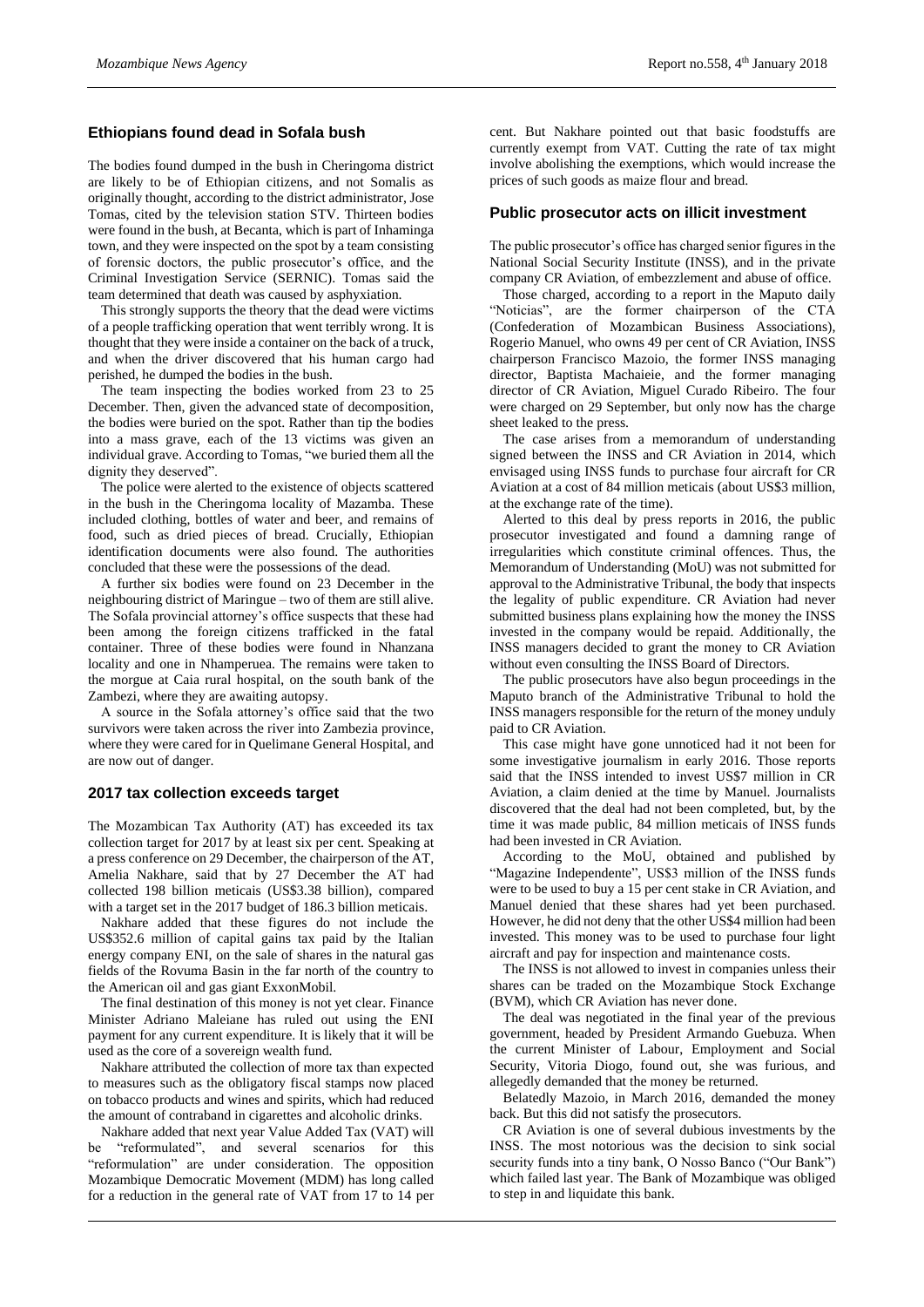## Ethiopians found dead in Sofala bush

The bodies found dumped in the bush in Cheringoma district are likely to be of Ethiopian citizens, and not Somalis as originally thought, according to the district administrator, Jose Tomas, cited by the television station STV. Thirteen bodies were found in the bush, at Becanta, which is part of Inhaminga town, and they were inspected on the spot by a team consisting of forensic doctors, the public prosecutor's office, and the Criminal Investigation Service (SERNIC). Tomas said the team determined that death was caused by asphyxiation.

This strongly supports the theory that the dead were victims of a people trafficking operation that went terribly wrong. It is thought that they were inside a container on the back of a truck, and when the driver discovered that his human cargo had perished, he dumped the bodies in the bush.

The team inspecting the bodies worked from 23 to 25 December. Then, given the advanced state of decomposition, the bodies were buried on the spot. Rather than tip the bodies into a mass grave, each of the 13 victims was given an individual grave. According to Tomas, "we buried them all the dignity they deserved".

The police were alerted to the existence of objects scattered in the bush in the Cheringoma locality of Mazamba. These included clothing, bottles of water and beer, and remains of food, such as dried pieces of bread. Crucially, Ethiopian identification documents were also found. The authorities concluded that these were the possessions of the dead.

A further six bodies were found on 23 December in the neighbouring district of Maringue – two of them are still alive. The Sofala provincial attorney's office suspects that these had been among the foreign citizens trafficked in the fatal container. Three of these bodies were found in Nhanzana locality and one in Nhamperuea. The remains were taken to the morgue at Caia rural hospital, on the south bank of the Zambezi, where they are awaiting autopsy.

A source in the Sofala attorney's office said that the two survivors were taken across the river into Zambezia province, where they were cared for in Quelimane General Hospital, and are now out of danger.

## 2017 tax collection exceeds target

The Mozambican Tax Authority (AT) has exceeded its tax collection target for 2017 by at least six per cent. Speaking at a press conference on 29 December, the chairperson of the AT, Amelia Nakhare, said that by 27 December the AT had collected 198 billion meticais (US$3.38 billion), compared with a target set in the 2017 budget of 186.3 billion meticais.

Nakhare added that these figures do not include the US$352.6 million of capital gains tax paid by the Italian energy company ENI, on the sale of shares in the natural gas fields of the Rovuma Basin in the far north of the country to the American oil and gas giant ExxonMobil.

The final destination of this money is not yet clear. Finance Minister Adriano Maleiane has ruled out using the ENI payment for any current expenditure. It is likely that it will be used as the core of a sovereign wealth fund.

Nakhare attributed the collection of more tax than expected to measures such as the obligatory fiscal stamps now placed on tobacco products and wines and spirits, which had reduced the amount of contraband in cigarettes and alcoholic drinks.

Nakhare added that next year Value Added Tax (VAT) will be "reformulated", and several scenarios for this "reformulation" are under consideration. The opposition Mozambique Democratic Movement (MDM) has long called for a reduction in the general rate of VAT from 17 to 14 per cent. But Nakhare pointed out that basic foodstuffs are currently exempt from VAT. Cutting the rate of tax might involve abolishing the exemptions, which would increase the prices of such goods as maize flour and bread.

## Public prosecutor acts on illicit investment

The public prosecutor's office has charged senior figures in the National Social Security Institute (INSS), and in the private company CR Aviation, of embezzlement and abuse of office.

Those charged, according to a report in the Maputo daily "Noticias", are the former chairperson of the CTA (Confederation of Mozambican Business Associations), Rogerio Manuel, who owns 49 per cent of CR Aviation, INSS chairperson Francisco Mazoio, the former INSS managing director, Baptista Machaieie, and the former managing director of CR Aviation, Miguel Curado Ribeiro. The four were charged on 29 September, but only now has the charge sheet leaked to the press.

The case arises from a memorandum of understanding signed between the INSS and CR Aviation in 2014, which envisaged using INSS funds to purchase four aircraft for CR Aviation at a cost of 84 million meticais (about US$3 million, at the exchange rate of the time).

Alerted to this deal by press reports in 2016, the public prosecutor investigated and found a damning range of irregularities which constitute criminal offences. Thus, the Memorandum of Understanding (MoU) was not submitted for approval to the Administrative Tribunal, the body that inspects the legality of public expenditure. CR Aviation had never submitted business plans explaining how the money the INSS invested in the company would be repaid. Additionally, the INSS managers decided to grant the money to CR Aviation without even consulting the INSS Board of Directors.

The public prosecutors have also begun proceedings in the Maputo branch of the Administrative Tribunal to hold the INSS managers responsible for the return of the money unduly paid to CR Aviation.

This case might have gone unnoticed had it not been for some investigative journalism in early 2016. Those reports said that the INSS intended to invest US$7 million in CR Aviation, a claim denied at the time by Manuel. Journalists discovered that the deal had not been completed, but, by the time it was made public, 84 million meticais of INSS funds had been invested in CR Aviation.

According to the MoU, obtained and published by "Magazine Independente", US$3 million of the INSS funds were to be used to buy a 15 per cent stake in CR Aviation, and Manuel denied that these shares had yet been purchased. However, he did not deny that the other US$4 million had been invested. This money was to be used to purchase four light aircraft and pay for inspection and maintenance costs.

The INSS is not allowed to invest in companies unless their shares can be traded on the Mozambique Stock Exchange (BVM), which CR Aviation has never done.

The deal was negotiated in the final year of the previous government, headed by President Armando Guebuza. When the current Minister of Labour, Employment and Social Security, Vitoria Diogo, found out, she was furious, and allegedly demanded that the money be returned.

Belatedly Mazoio, in March 2016, demanded the money back. But this did not satisfy the prosecutors.

CR Aviation is one of several dubious investments by the INSS. The most notorious was the decision to sink social security funds into a tiny bank, O Nosso Banco ("Our Bank") which failed last year. The Bank of Mozambique was obliged to step in and liquidate this bank.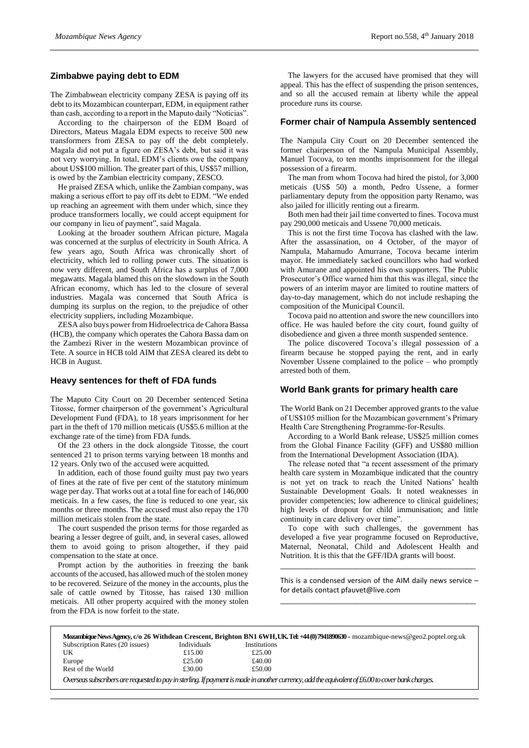## Zimbabwe paying debt to EDM

The Zimbabwean electricity company ZESA is paying off its debt to its Mozambican counterpart, EDM, in equipment rather than cash, according to a report in the Maputo daily "Noticias".

According to the chairperson of the EDM Board of Directors, Mateus Magala EDM expects to receive 500 new transformers from ZESA to pay off the debt completely. Magala did not put a figure on ZESA's debt, but said it was not very worrying. In total, EDM's clients owe the company about US$100 million. The greater part of this, US$57 million, is owed by the Zambian electricity company, ZESCO.

He praised ZESA which, unlike the Zambian company, was making a serious effort to pay off its debt to EDM. "We ended up reaching an agreement with them under which, since they produce transformers locally, we could accept equipment for our company in lieu of payment", said Magala.

Looking at the broader southern African picture, Magala was concerned at the surplus of electricity in South Africa. A few years ago, South Africa was chronically short of electricity, which led to rolling power cuts. The situation is now very different, and South Africa has a surplus of 7,000 megawatts. Magala blamed this on the slowdown in the South African economy, which has led to the closure of several industries. Magala was concerned that South Africa is dumping its surplus on the region, to the prejudice of other electricity suppliers, including Mozambique.

ZESA also buys power from Hidroelectrica de Cahora Bassa (HCB), the company which operates the Cahora Bassa dam on the Zambezi River in the western Mozambican province of Tete. A source in HCB told AIM that ZESA cleared its debt to HCB in August.

## Heavy sentences for theft of FDA funds

The Maputo City Court on 20 December sentenced Setina Titosse, former chairperson of the government's Agricultural Development Fund (FDA), to 18 years imprisonment for her part in the theft of 170 million meticais (US$5.6 million at the exchange rate of the time) from FDA funds.

Of the 23 others in the dock alongside Titosse, the court sentenced 21 to prison terms varying between 18 months and 12 years. Only two of the accused were acquitted.

In addition, each of those found guilty must pay two years of fines at the rate of five per cent of the statutory minimum wage per day. That works out at a total fine for each of 146,000 meticais. In a few cases, the fine is reduced to one year, six months or three months. The accused must also repay the 170 million meticais stolen from the state.

The court suspended the prison terms for those regarded as bearing a lesser degree of guilt, and, in several cases, allowed them to avoid going to prison altogether, if they paid compensation to the state at once.

Prompt action by the authorities in freezing the bank accounts of the accused, has allowed much of the stolen money to be recovered. Seizure of the money in the accounts, plus the sale of cattle owned by Titosse, has raised 130 million meticais. All other property acquired with the money stolen from the FDA is now forfeit to the state.

The lawyers for the accused have promised that they will appeal. This has the effect of suspending the prison sentences, and so all the accused remain at liberty while the appeal procedure runs its course.

## Former chair of Nampula Assembly sentenced

The Nampula City Court on 20 December sentenced the former chairperson of the Nampula Municipal Assembly, Manuel Tocova, to ten months imprisonment for the illegal possession of a firearm.

The man from whom Tocova had hired the pistol, for 3,000 meticais (US$ 50) a month, Pedro Ussene, a former parliamentary deputy from the opposition party Renamo, was also jailed for illicitly renting out a firearm.

Both men had their jail time converted to fines. Tocova must pay 290,000 meticais and Ussene 70,000 meticais.

This is not the first time Tocova has clashed with the law. After the assassination, on 4 October, of the mayor of Nampula, Mahamudo Amurrane, Tocova became interim mayor. He immediately sacked councillors who had worked with Amurane and appointed his own supporters. The Public Prosecutor's Office warned him that this was illegal, since the powers of an interim mayor are limited to routine matters of day-to-day management, which do not include reshaping the composition of the Municipal Council.

Tocova paid no attention and swore the new councillors into office. He was hauled before the city court, found guilty of disobedience and given a three month suspended sentence.

The police discovered Tocova's illegal possession of a firearm because he stopped paying the rent, and in early November Ussene complained to the police – who promptly arrested both of them.

## World Bank grants for primary health care

The World Bank on 21 December approved grants to the value of US$105 million for the Mozambican government's Primary Health Care Strengthening Programme-for-Results.

According to a World Bank release, US$25 million comes from the Global Finance Facility (GFF) and US$80 million from the International Development Association (IDA).

The release noted that "a recent assessment of the primary health care system in Mozambique indicated that the country is not yet on track to reach the United Nations' health Sustainable Development Goals. It noted weaknesses in provider competencies; low adherence to clinical guidelines; high levels of dropout for child immunisation; and little continuity in care delivery over time".

To cope with such challenges, the government has developed a five year programme focused on Reproductive, Maternal, Neonatal, Child and Adolescent Health and Nutrition. It is this that the GFF/IDA grants will boost.

---

This is a condensed version of the AIM daily news service – for details contact pfauvet@live.com

---

**Mozambique News Agency, c/o 26 Withdean Crescent, Brighton BN1 6WH, UK. Tel: +44 (0) 7941890630** - mozambique-news@geo2.poptel.org.uk

| Subscription Rates (20 issues) | Individuals | Institutions |
|---|---|---|
| UK | £15.00 | £25.00 |
| Europe | £25.00 | £40.00 |
| Rest of the World | £30.00 | £50.00 |

*Overseas subscribers are requested to pay in sterling. If payment is made in another currency, add the equivalent of £6.00 to cover bank charges.*